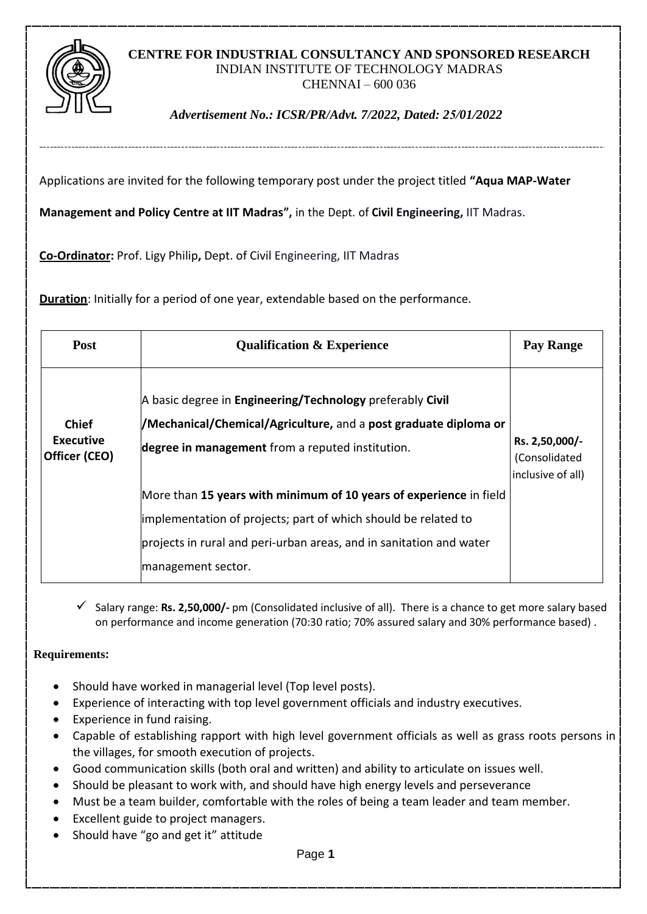**CENTRE FOR INDUSTRIAL CONSULTANCY AND SPONSORED RESEARCH**
INDIAN INSTITUTE OF TECHNOLOGY MADRAS
CHENNAI – 600 036

*Advertisement No.: ICSR/PR/Advt. 7/2022, Dated: 25/01/2022*

---

Applications are invited for the following temporary post under the project titled **"Aqua MAP-Water Management and Policy Centre at IIT Madras",** in the Dept. of **Civil Engineering,** IIT Madras.

**Co-Ordinator:** Prof. Ligy Philip**,** Dept. of Civil Engineering, IIT Madras

**Duration**: Initially for a period of one year, extendable based on the performance.

| Post | Qualification & Experience | Pay Range |
|---|---|---|
| **Chief Executive Officer (CEO)** | A basic degree in **Engineering/Technology** preferably **Civil /Mechanical/Chemical/Agriculture,** and a **post graduate diploma or degree in management** from a reputed institution.<br><br>More than **15 years with minimum of 10 years of experience** in field implementation of projects; part of which should be related to projects in rural and peri-urban areas, and in sanitation and water management sector. | **Rs. 2,50,000/-** (Consolidated inclusive of all) |

- ✓ Salary range: **Rs. 2,50,000/-** pm (Consolidated inclusive of all). There is a chance to get more salary based on performance and income generation (70:30 ratio; 70% assured salary and 30% performance based) .

**Requirements:**

- Should have worked in managerial level (Top level posts).
- Experience of interacting with top level government officials and industry executives.
- Experience in fund raising.
- Capable of establishing rapport with high level government officials as well as grass roots persons in the villages, for smooth execution of projects.
- Good communication skills (both oral and written) and ability to articulate on issues well.
- Should be pleasant to work with, and should have high energy levels and perseverance
- Must be a team builder, comfortable with the roles of being a team leader and team member.
- Excellent guide to project managers.
- Should have "go and get it" attitude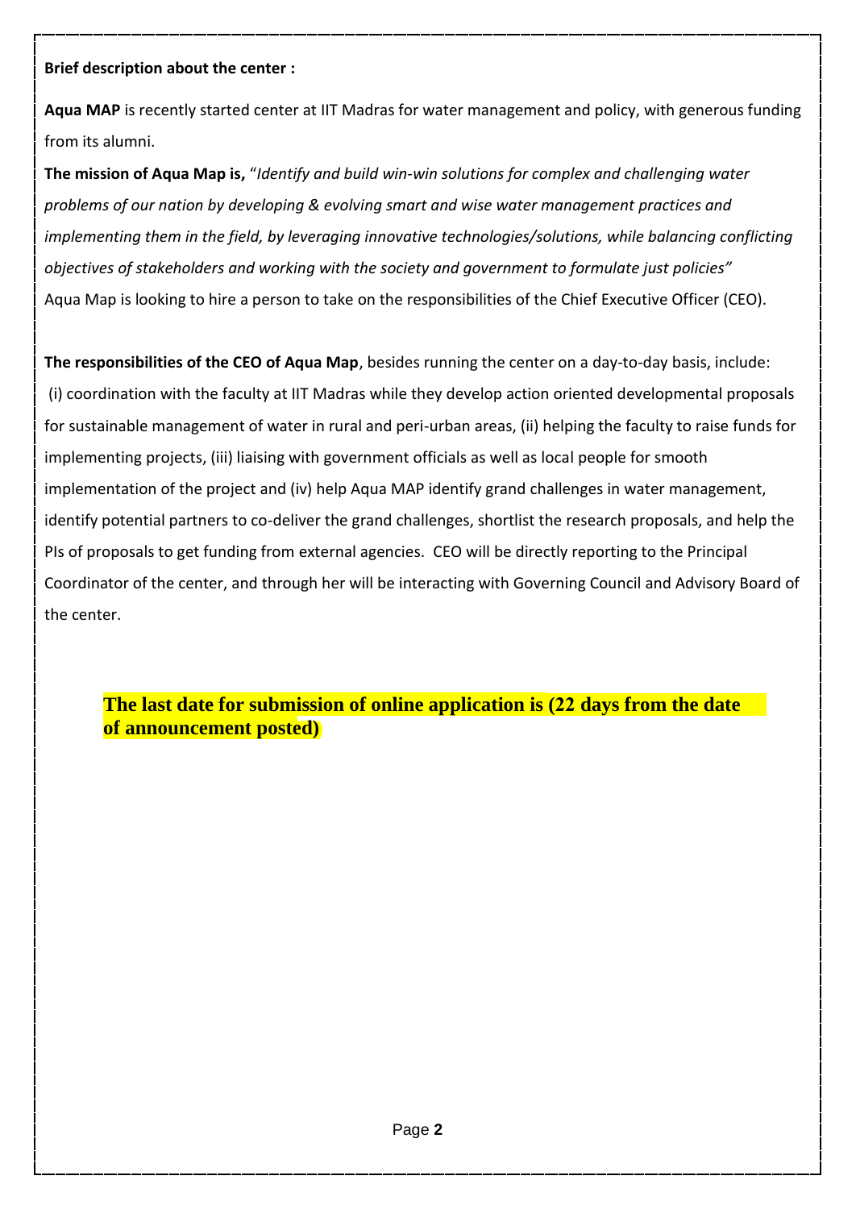**Brief description about the center :**

**Aqua MAP** is recently started center at IIT Madras for water management and policy, with generous funding from its alumni.

**The mission of Aqua Map is,** "*Identify and build win-win solutions for complex and challenging water problems of our nation by developing & evolving smart and wise water management practices and implementing them in the field, by leveraging innovative technologies/solutions, while balancing conflicting objectives of stakeholders and working with the society and government to formulate just policies"*
Aqua Map is looking to hire a person to take on the responsibilities of the Chief Executive Officer (CEO).

**The responsibilities of the CEO of Aqua Map**, besides running the center on a day-to-day basis, include:
(i) coordination with the faculty at IIT Madras while they develop action oriented developmental proposals for sustainable management of water in rural and peri-urban areas, (ii) helping the faculty to raise funds for implementing projects, (iii) liaising with government officials as well as local people for smooth implementation of the project and (iv) help Aqua MAP identify grand challenges in water management, identify potential partners to co-deliver the grand challenges, shortlist the research proposals, and help the PIs of proposals to get funding from external agencies. CEO will be directly reporting to the Principal Coordinator of the center, and through her will be interacting with Governing Council and Advisory Board of the center.

**The last date for submission of online application is (22 days from the date of announcement posted)**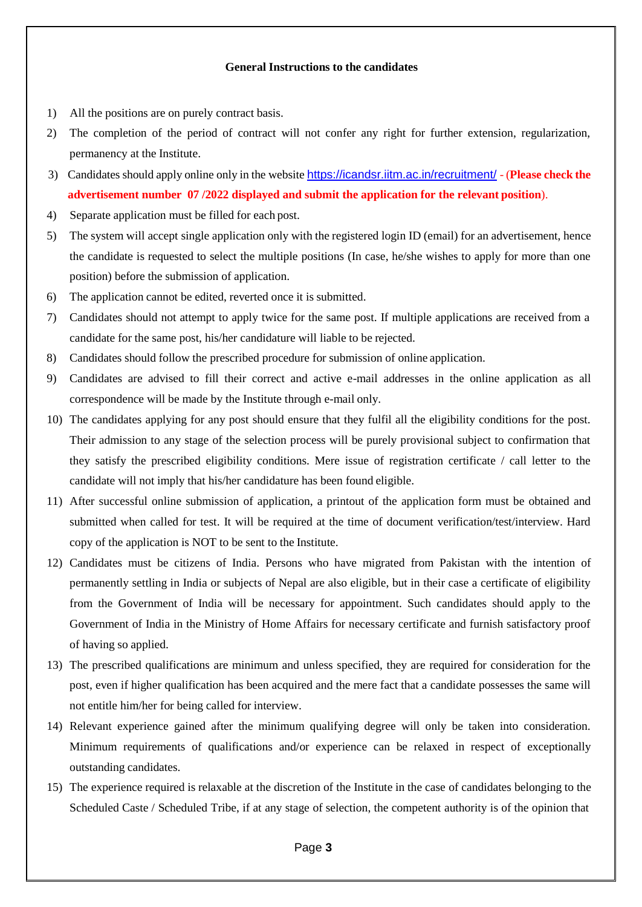**General Instructions to the candidates**

1) All the positions are on purely contract basis.
2) The completion of the period of contract will not confer any right for further extension, regularization, permanency at the Institute.
3) Candidates should apply online only in the website https://icandsr.iitm.ac.in/recruitment/ - (**Please check the advertisement number 07 /2022 displayed and submit the application for the relevant position**).
4) Separate application must be filled for each post.
5) The system will accept single application only with the registered login ID (email) for an advertisement, hence the candidate is requested to select the multiple positions (In case, he/she wishes to apply for more than one position) before the submission of application.
6) The application cannot be edited, reverted once it is submitted.
7) Candidates should not attempt to apply twice for the same post. If multiple applications are received from a candidate for the same post, his/her candidature will liable to be rejected.
8) Candidates should follow the prescribed procedure for submission of online application.
9) Candidates are advised to fill their correct and active e-mail addresses in the online application as all correspondence will be made by the Institute through e-mail only.
10) The candidates applying for any post should ensure that they fulfil all the eligibility conditions for the post. Their admission to any stage of the selection process will be purely provisional subject to confirmation that they satisfy the prescribed eligibility conditions. Mere issue of registration certificate / call letter to the candidate will not imply that his/her candidature has been found eligible.
11) After successful online submission of application, a printout of the application form must be obtained and submitted when called for test. It will be required at the time of document verification/test/interview. Hard copy of the application is NOT to be sent to the Institute.
12) Candidates must be citizens of India. Persons who have migrated from Pakistan with the intention of permanently settling in India or subjects of Nepal are also eligible, but in their case a certificate of eligibility from the Government of India will be necessary for appointment. Such candidates should apply to the Government of India in the Ministry of Home Affairs for necessary certificate and furnish satisfactory proof of having so applied.
13) The prescribed qualifications are minimum and unless specified, they are required for consideration for the post, even if higher qualification has been acquired and the mere fact that a candidate possesses the same will not entitle him/her for being called for interview.
14) Relevant experience gained after the minimum qualifying degree will only be taken into consideration. Minimum requirements of qualifications and/or experience can be relaxed in respect of exceptionally outstanding candidates.
15) The experience required is relaxable at the discretion of the Institute in the case of candidates belonging to the Scheduled Caste / Scheduled Tribe, if at any stage of selection, the competent authority is of the opinion that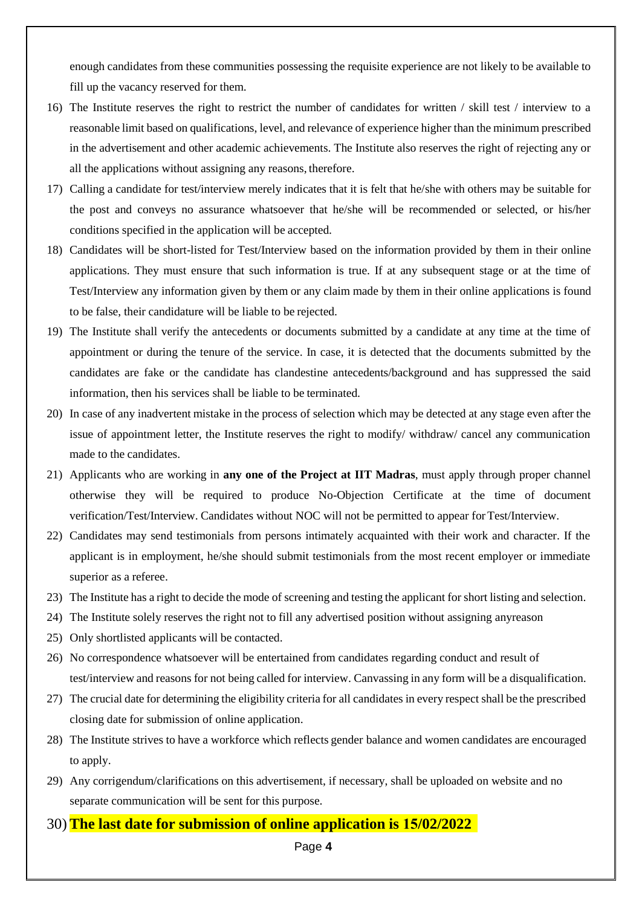enough candidates from these communities possessing the requisite experience are not likely to be available to fill up the vacancy reserved for them.

16) The Institute reserves the right to restrict the number of candidates for written / skill test / interview to a reasonable limit based on qualifications, level, and relevance of experience higher than the minimum prescribed in the advertisement and other academic achievements. The Institute also reserves the right of rejecting any or all the applications without assigning any reasons, therefore.
17) Calling a candidate for test/interview merely indicates that it is felt that he/she with others may be suitable for the post and conveys no assurance whatsoever that he/she will be recommended or selected, or his/her conditions specified in the application will be accepted.
18) Candidates will be short-listed for Test/Interview based on the information provided by them in their online applications. They must ensure that such information is true. If at any subsequent stage or at the time of Test/Interview any information given by them or any claim made by them in their online applications is found to be false, their candidature will be liable to be rejected.
19) The Institute shall verify the antecedents or documents submitted by a candidate at any time at the time of appointment or during the tenure of the service. In case, it is detected that the documents submitted by the candidates are fake or the candidate has clandestine antecedents/background and has suppressed the said information, then his services shall be liable to be terminated.
20) In case of any inadvertent mistake in the process of selection which may be detected at any stage even after the issue of appointment letter, the Institute reserves the right to modify/ withdraw/ cancel any communication made to the candidates.
21) Applicants who are working in **any one of the Project at IIT Madras**, must apply through proper channel otherwise they will be required to produce No-Objection Certificate at the time of document verification/Test/Interview. Candidates without NOC will not be permitted to appear for Test/Interview.
22) Candidates may send testimonials from persons intimately acquainted with their work and character. If the applicant is in employment, he/she should submit testimonials from the most recent employer or immediate superior as a referee.
23) The Institute has a right to decide the mode of screening and testing the applicant for short listing and selection.
24) The Institute solely reserves the right not to fill any advertised position without assigning anyreason
25) Only shortlisted applicants will be contacted.
26) No correspondence whatsoever will be entertained from candidates regarding conduct and result of test/interview and reasons for not being called for interview. Canvassing in any form will be a disqualification.
27) The crucial date for determining the eligibility criteria for all candidates in every respect shall be the prescribed closing date for submission of online application.
28) The Institute strives to have a workforce which reflects gender balance and women candidates are encouraged to apply.
29) Any corrigendum/clarifications on this advertisement, if necessary, shall be uploaded on website and no separate communication will be sent for this purpose.
30) **The last date for submission of online application is 15/02/2022**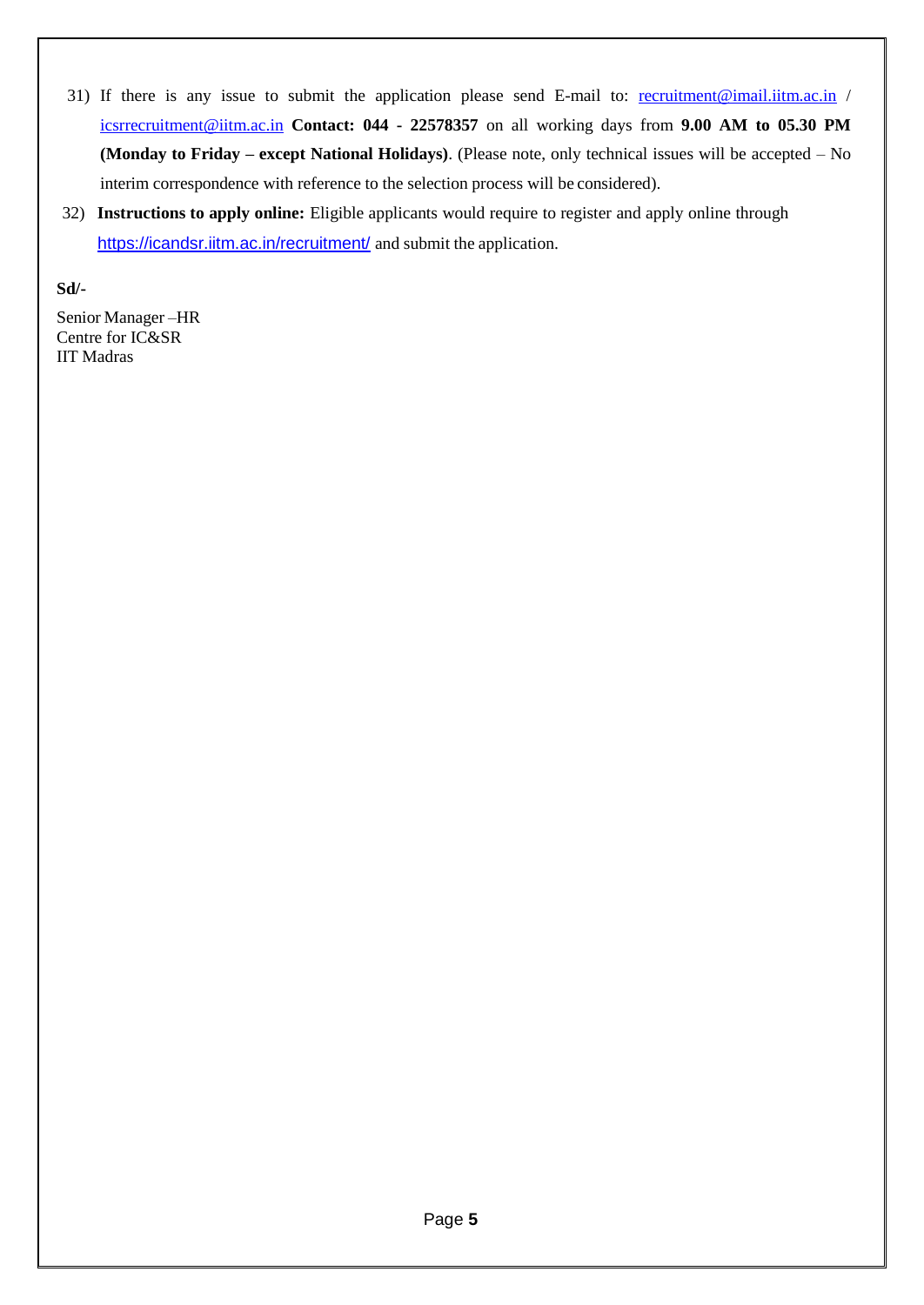31) If there is any issue to submit the application please send E-mail to: recruitment@imail.iitm.ac.in / icsrrecruitment@iitm.ac.in **Contact: 044 - 22578357** on all working days from **9.00 AM to 05.30 PM (Monday to Friday – except National Holidays)**. (Please note, only technical issues will be accepted – No interim correspondence with reference to the selection process will be considered).

32) **Instructions to apply online:** Eligible applicants would require to register and apply online through https://icandsr.iitm.ac.in/recruitment/ and submit the application.

**Sd/-**

Senior Manager –HR
Centre for IC&SR
IIT Madras